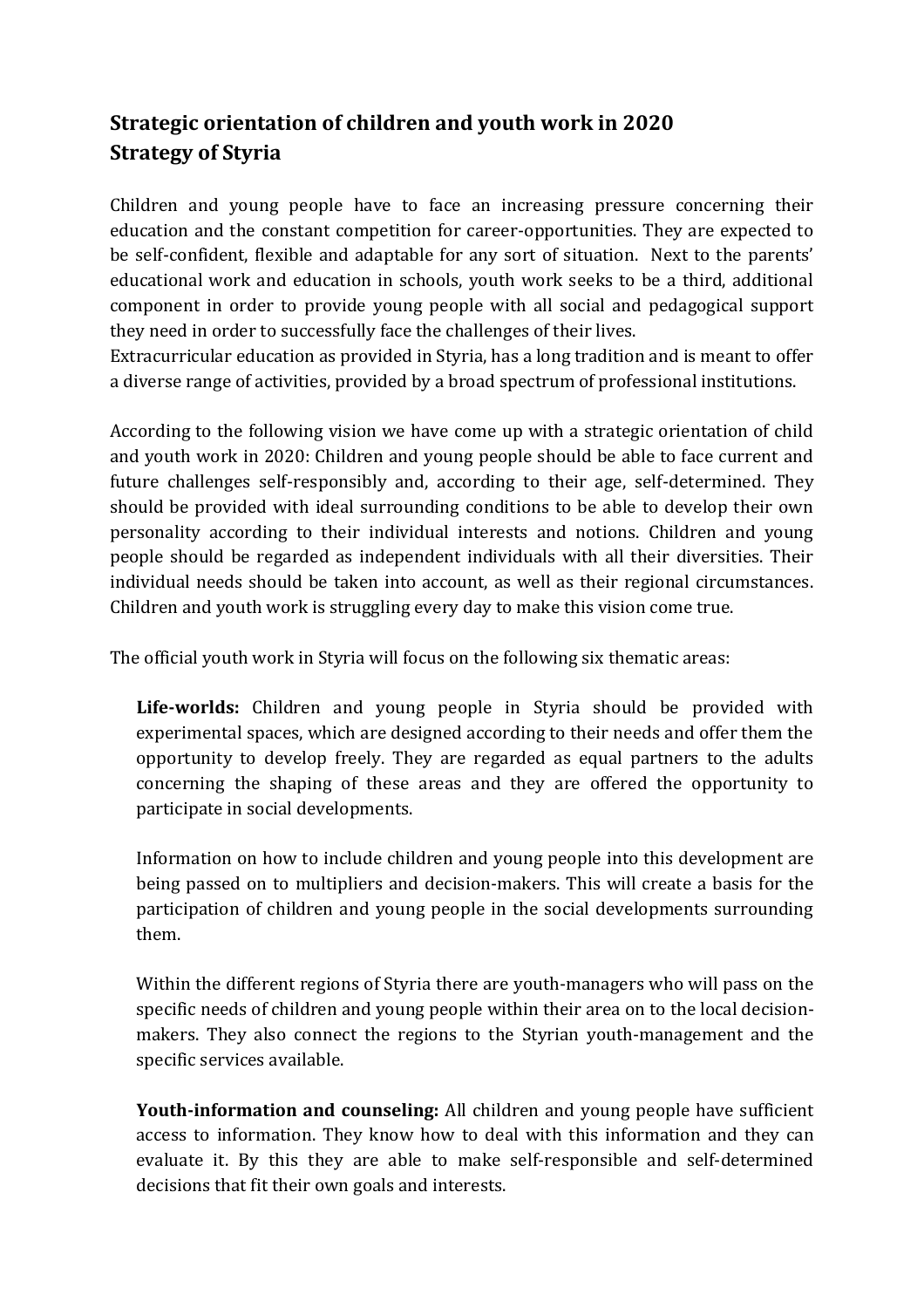# Strategic orientation of children and youth work in 2020
# Strategy of Styria

Children and young people have to face an increasing pressure concerning their education and the constant competition for career-opportunities. They are expected to be self-confident, flexible and adaptable for any sort of situation. Next to the parents' educational work and education in schools, youth work seeks to be a third, additional component in order to provide young people with all social and pedagogical support they need in order to successfully face the challenges of their lives.
Extracurricular education as provided in Styria, has a long tradition and is meant to offer a diverse range of activities, provided by a broad spectrum of professional institutions.

According to the following vision we have come up with a strategic orientation of child and youth work in 2020: Children and young people should be able to face current and future challenges self-responsibly and, according to their age, self-determined. They should be provided with ideal surrounding conditions to be able to develop their own personality according to their individual interests and notions. Children and young people should be regarded as independent individuals with all their diversities. Their individual needs should be taken into account, as well as their regional circumstances. Children and youth work is struggling every day to make this vision come true.

The official youth work in Styria will focus on the following six thematic areas:

**Life-worlds:** Children and young people in Styria should be provided with experimental spaces, which are designed according to their needs and offer them the opportunity to develop freely. They are regarded as equal partners to the adults concerning the shaping of these areas and they are offered the opportunity to participate in social developments.

Information on how to include children and young people into this development are being passed on to multipliers and decision-makers. This will create a basis for the participation of children and young people in the social developments surrounding them.

Within the different regions of Styria there are youth-managers who will pass on the specific needs of children and young people within their area on to the local decision-makers. They also connect the regions to the Styrian youth-management and the specific services available.

**Youth-information and counseling:** All children and young people have sufficient access to information. They know how to deal with this information and they can evaluate it. By this they are able to make self-responsible and self-determined decisions that fit their own goals and interests.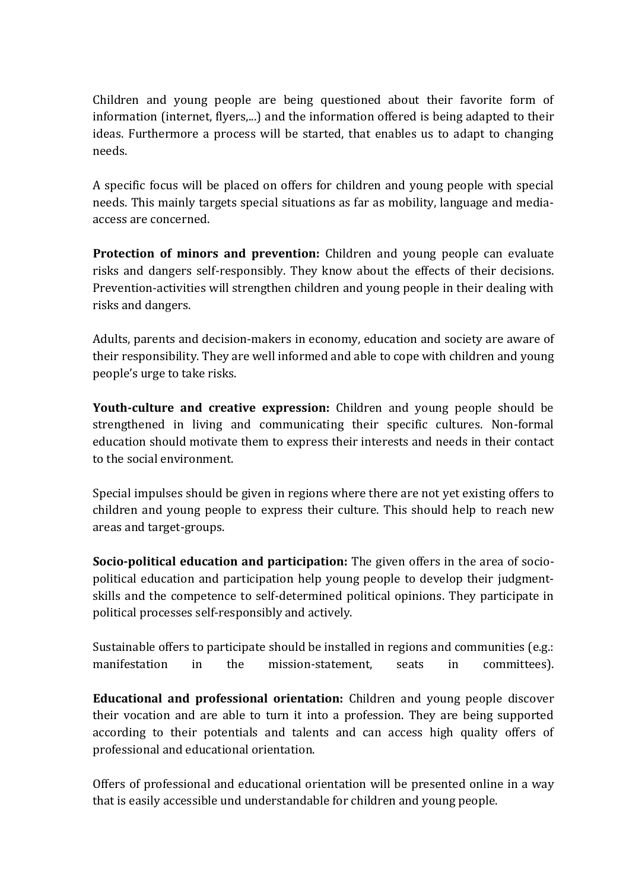Children and young people are being questioned about their favorite form of information (internet, flyers,...) and the information offered is being adapted to their ideas. Furthermore a process will be started, that enables us to adapt to changing needs.

A specific focus will be placed on offers for children and young people with special needs. This mainly targets special situations as far as mobility, language and media-access are concerned.

**Protection of minors and prevention:** Children and young people can evaluate risks and dangers self-responsibly. They know about the effects of their decisions. Prevention-activities will strengthen children and young people in their dealing with risks and dangers.

Adults, parents and decision-makers in economy, education and society are aware of their responsibility. They are well informed and able to cope with children and young people's urge to take risks.

**Youth-culture and creative expression:** Children and young people should be strengthened in living and communicating their specific cultures. Non-formal education should motivate them to express their interests and needs in their contact to the social environment.

Special impulses should be given in regions where there are not yet existing offers to children and young people to express their culture. This should help to reach new areas and target-groups.

**Socio-political education and participation:** The given offers in the area of socio-political education and participation help young people to develop their judgment-skills and the competence to self-determined political opinions. They participate in political processes self-responsibly and actively.

Sustainable offers to participate should be installed in regions and communities (e.g.: manifestation in the mission-statement, seats in committees).

**Educational and professional orientation:** Children and young people discover their vocation and are able to turn it into a profession. They are being supported according to their potentials and talents and can access high quality offers of professional and educational orientation.

Offers of professional and educational orientation will be presented online in a way that is easily accessible und understandable for children and young people.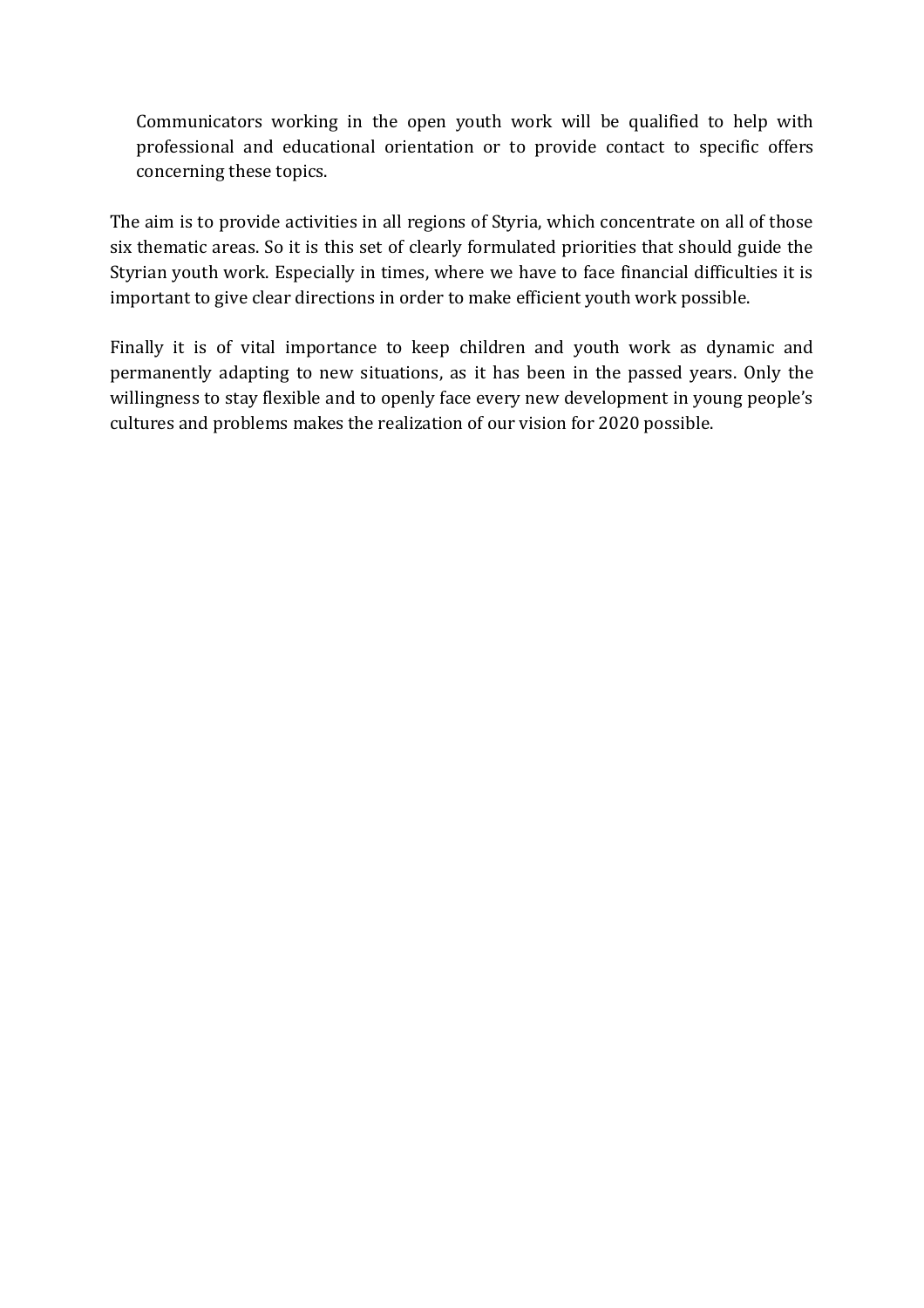Communicators working in the open youth work will be qualified to help with professional and educational orientation or to provide contact to specific offers concerning these topics.

The aim is to provide activities in all regions of Styria, which concentrate on all of those six thematic areas. So it is this set of clearly formulated priorities that should guide the Styrian youth work. Especially in times, where we have to face financial difficulties it is important to give clear directions in order to make efficient youth work possible.

Finally it is of vital importance to keep children and youth work as dynamic and permanently adapting to new situations, as it has been in the passed years. Only the willingness to stay flexible and to openly face every new development in young people's cultures and problems makes the realization of our vision for 2020 possible.